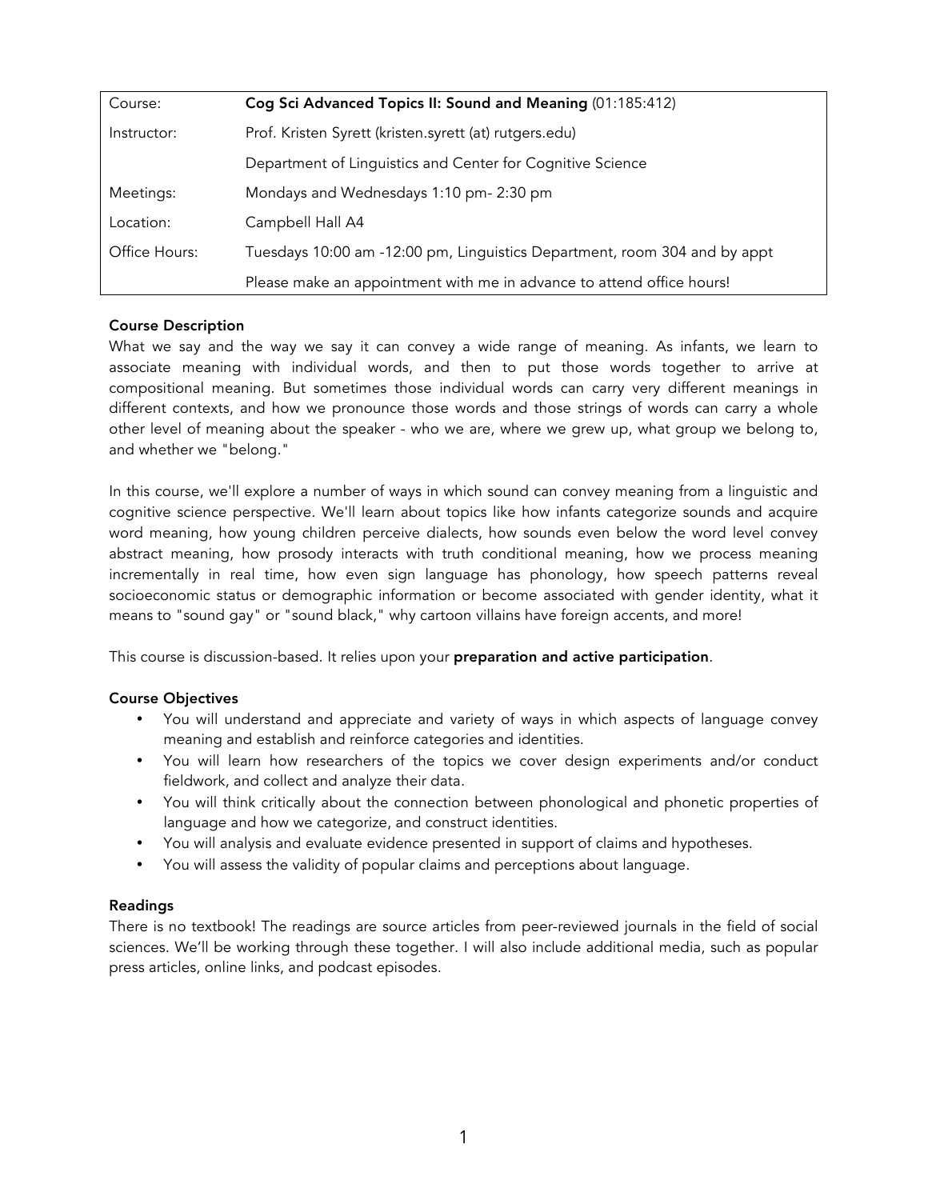| Course: | **Cog Sci Advanced Topics II: Sound and Meaning** (01:185:412) |
|---|---|
| Instructor: | Prof. Kristen Syrett (kristen.syrett (at) rutgers.edu) |
| | Department of Linguistics and Center for Cognitive Science |
| Meetings: | Mondays and Wednesdays 1:10 pm- 2:30 pm |
| Location: | Campbell Hall A4 |
| Office Hours: | Tuesdays 10:00 am -12:00 pm, Linguistics Department, room 304 and by appt |
| | Please make an appointment with me in advance to attend office hours! |

**Course Description**

What we say and the way we say it can convey a wide range of meaning. As infants, we learn to associate meaning with individual words, and then to put those words together to arrive at compositional meaning. But sometimes those individual words can carry very different meanings in different contexts, and how we pronounce those words and those strings of words can carry a whole other level of meaning about the speaker - who we are, where we grew up, what group we belong to, and whether we "belong."

In this course, we'll explore a number of ways in which sound can convey meaning from a linguistic and cognitive science perspective. We'll learn about topics like how infants categorize sounds and acquire word meaning, how young children perceive dialects, how sounds even below the word level convey abstract meaning, how prosody interacts with truth conditional meaning, how we process meaning incrementally in real time, how even sign language has phonology, how speech patterns reveal socioeconomic status or demographic information or become associated with gender identity, what it means to "sound gay" or "sound black," why cartoon villains have foreign accents, and more!

This course is discussion-based. It relies upon your **preparation and active participation**.

**Course Objectives**

- You will understand and appreciate and variety of ways in which aspects of language convey meaning and establish and reinforce categories and identities.
- You will learn how researchers of the topics we cover design experiments and/or conduct fieldwork, and collect and analyze their data.
- You will think critically about the connection between phonological and phonetic properties of language and how we categorize, and construct identities.
- You will analysis and evaluate evidence presented in support of claims and hypotheses.
- You will assess the validity of popular claims and perceptions about language.

**Readings**

There is no textbook! The readings are source articles from peer-reviewed journals in the field of social sciences. We'll be working through these together. I will also include additional media, such as popular press articles, online links, and podcast episodes.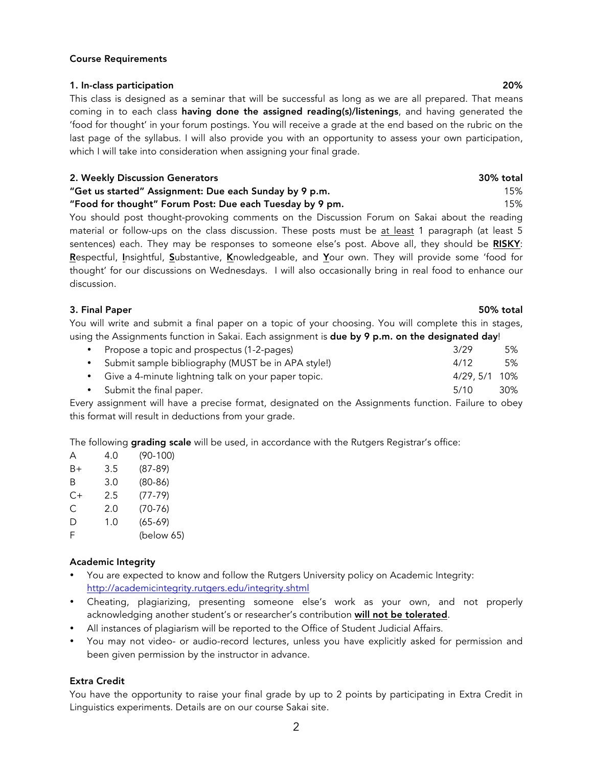## Course Requirements

### 1. In-class participation — 20%

This class is designed as a seminar that will be successful as long as we are all prepared. That means coming in to each class **having done the assigned reading(s)/listenings**, and having generated the 'food for thought' in your forum postings. You will receive a grade at the end based on the rubric on the last page of the syllabus. I will also provide you with an opportunity to assess your own participation, which I will take into consideration when assigning your final grade.

### 2. Weekly Discussion Generators — 30% total

**"Get us started" Assignment: Due each Sunday by 9 p.m.** — 15%

**"Food for thought" Forum Post: Due each Tuesday by 9 pm.** — 15%

You should post thought-provoking comments on the Discussion Forum on Sakai about the reading material or follow-ups on the class discussion. These posts must be at least 1 paragraph (at least 5 sentences) each. They may be responses to someone else's post. Above all, they should be **RISKY**: **R**espectful, **I**nsightful, **S**ubstantive, **K**nowledgeable, and **Y**our own. They will provide some 'food for thought' for our discussions on Wednesdays. I will also occasionally bring in real food to enhance our discussion.

### 3. Final Paper — 50% total

You will write and submit a final paper on a topic of your choosing. You will complete this in stages, using the Assignments function in Sakai. Each assignment is **due by 9 p.m. on the designated day**!

| Assignment | Due | Weight |
|---|---|---|
| Propose a topic and prospectus (1-2-pages) | 3/29 | 5% |
| Submit sample bibliography (MUST be in APA style!) | 4/12 | 5% |
| Give a 4-minute lightning talk on your paper topic. | 4/29, 5/1 | 10% |
| Submit the final paper. | 5/10 | 30% |

Every assignment will have a precise format, designated on the Assignments function. Failure to obey this format will result in deductions from your grade.

The following **grading scale** will be used, in accordance with the Rutgers Registrar's office:

| Grade | Points | Range |
|---|---|---|
| A | 4.0 | (90-100) |
| B+ | 3.5 | (87-89) |
| B | 3.0 | (80-86) |
| C+ | 2.5 | (77-79) |
| C | 2.0 | (70-76) |
| D | 1.0 | (65-69) |
| F | | (below 65) |

## Academic Integrity

- You are expected to know and follow the Rutgers University policy on Academic Integrity: http://academicintegrity.rutgers.edu/integrity.shtml
- Cheating, plagiarizing, presenting someone else's work as your own, and not properly acknowledging another student's or researcher's contribution **will not be tolerated**.
- All instances of plagiarism will be reported to the Office of Student Judicial Affairs.
- You may not video- or audio-record lectures, unless you have explicitly asked for permission and been given permission by the instructor in advance.

## Extra Credit

You have the opportunity to raise your final grade by up to 2 points by participating in Extra Credit in Linguistics experiments. Details are on our course Sakai site.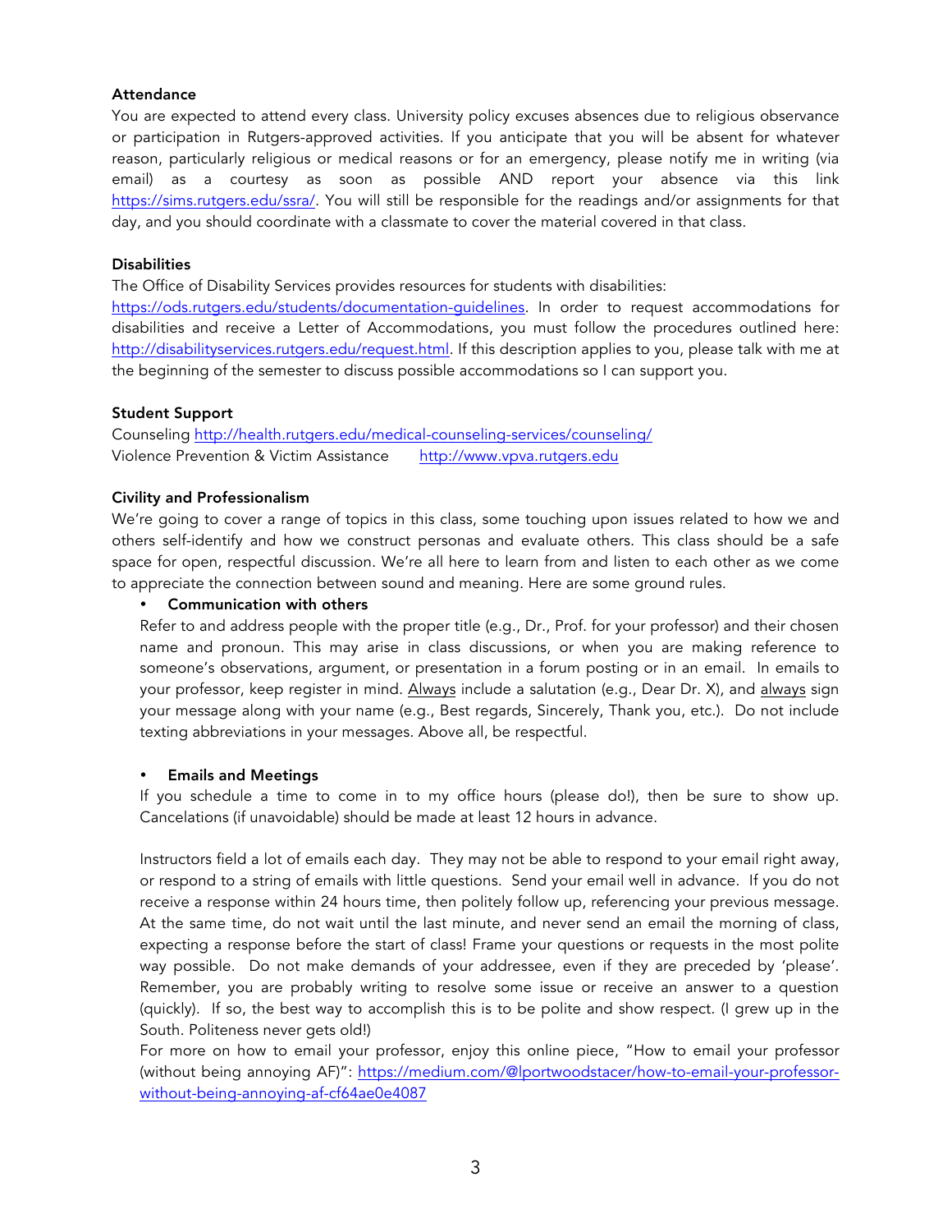### Attendance

You are expected to attend every class. University policy excuses absences due to religious observance or participation in Rutgers-approved activities. If you anticipate that you will be absent for whatever reason, particularly religious or medical reasons or for an emergency, please notify me in writing (via email) as a courtesy as soon as possible AND report your absence via this link https://sims.rutgers.edu/ssra/. You will still be responsible for the readings and/or assignments for that day, and you should coordinate with a classmate to cover the material covered in that class.

### Disabilities

The Office of Disability Services provides resources for students with disabilities: https://ods.rutgers.edu/students/documentation-guidelines. In order to request accommodations for disabilities and receive a Letter of Accommodations, you must follow the procedures outlined here: http://disabilityservices.rutgers.edu/request.html. If this description applies to you, please talk with me at the beginning of the semester to discuss possible accommodations so I can support you.

### Student Support

Counseling http://health.rutgers.edu/medical-counseling-services/counseling/
Violence Prevention & Victim Assistance http://www.vpva.rutgers.edu

### Civility and Professionalism

We're going to cover a range of topics in this class, some touching upon issues related to how we and others self-identify and how we construct personas and evaluate others. This class should be a safe space for open, respectful discussion. We're all here to learn from and listen to each other as we come to appreciate the connection between sound and meaning. Here are some ground rules.

- **Communication with others**

  Refer to and address people with the proper title (e.g., Dr., Prof. for your professor) and their chosen name and pronoun. This may arise in class discussions, or when you are making reference to someone's observations, argument, or presentation in a forum posting or in an email. In emails to your professor, keep register in mind. <u>Always</u> include a salutation (e.g., Dear Dr. X), and <u>always</u> sign your message along with your name (e.g., Best regards, Sincerely, Thank you, etc.). Do not include texting abbreviations in your messages. Above all, be respectful.

- **Emails and Meetings**

  If you schedule a time to come in to my office hours (please do!), then be sure to show up. Cancelations (if unavoidable) should be made at least 12 hours in advance.

  Instructors field a lot of emails each day. They may not be able to respond to your email right away, or respond to a string of emails with little questions. Send your email well in advance. If you do not receive a response within 24 hours time, then politely follow up, referencing your previous message. At the same time, do not wait until the last minute, and never send an email the morning of class, expecting a response before the start of class! Frame your questions or requests in the most polite way possible. Do not make demands of your addressee, even if they are preceded by 'please'. Remember, you are probably writing to resolve some issue or receive an answer to a question (quickly). If so, the best way to accomplish this is to be polite and show respect. (I grew up in the South. Politeness never gets old!)

  For more on how to email your professor, enjoy this online piece, "How to email your professor (without being annoying AF)": https://medium.com/@lportwoodstacer/how-to-email-your-professor-without-being-annoying-af-cf64ae0e4087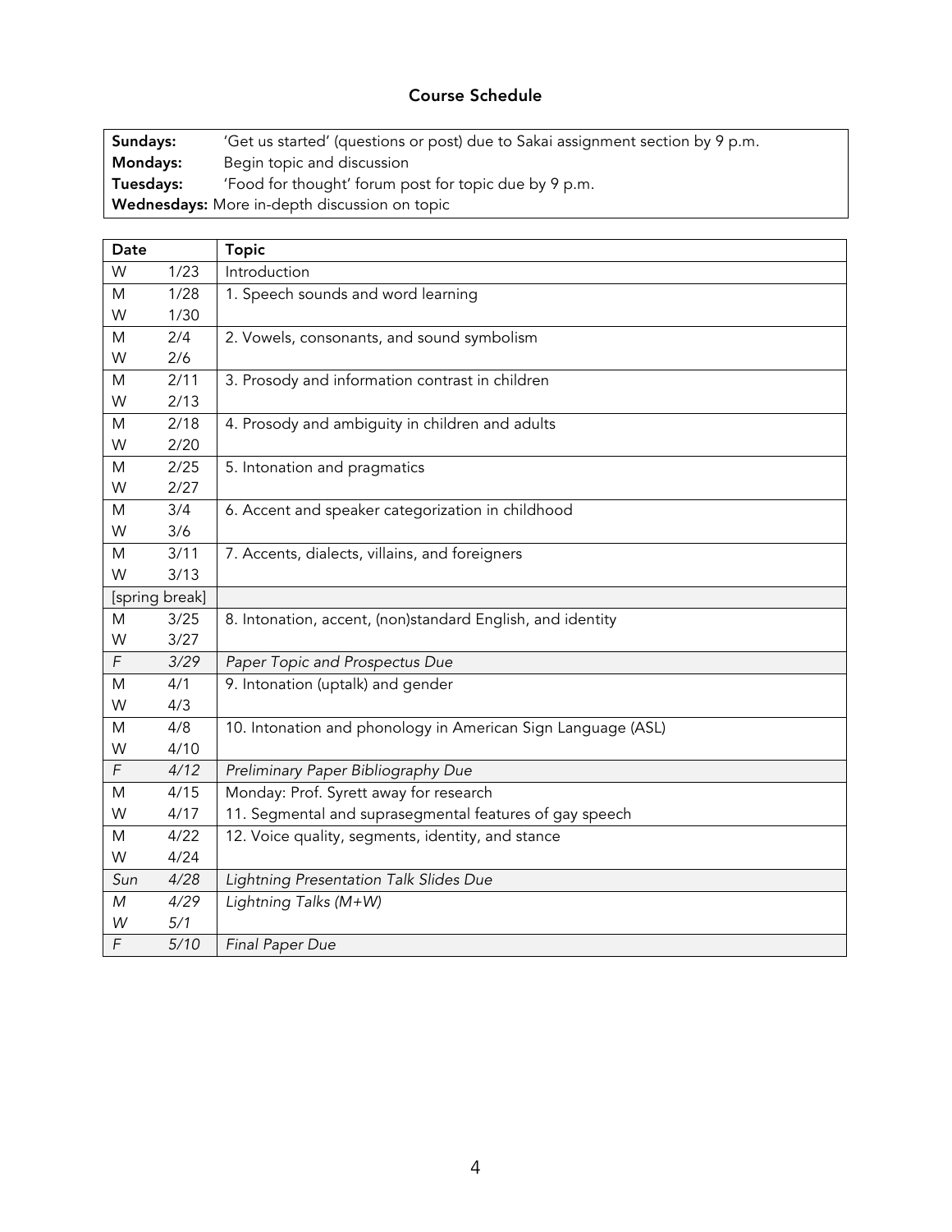## Course Schedule

| | |
|---|---|
| **Sundays:** | 'Get us started' (questions or post) due to Sakai assignment section by 9 p.m. |
| **Mondays:** | Begin topic and discussion |
| **Tuesdays:** | 'Food for thought' forum post for topic due by 9 p.m. |
| **Wednesdays:** More in-depth discussion on topic | |

| Date | | Topic |
|---|---|---|
| W | 1/23 | Introduction |
| M | 1/28 | 1. Speech sounds and word learning |
| W | 1/30 | |
| M | 2/4 | 2. Vowels, consonants, and sound symbolism |
| W | 2/6 | |
| M | 2/11 | 3. Prosody and information contrast in children |
| W | 2/13 | |
| M | 2/18 | 4. Prosody and ambiguity in children and adults |
| W | 2/20 | |
| M | 2/25 | 5. Intonation and pragmatics |
| W | 2/27 | |
| M | 3/4 | 6. Accent and speaker categorization in childhood |
| W | 3/6 | |
| M | 3/11 | 7. Accents, dialects, villains, and foreigners |
| W | 3/13 | |
| [spring break] | | |
| M | 3/25 | 8. Intonation, accent, (non)standard English, and identity |
| W | 3/27 | |
| *F* | *3/29* | *Paper Topic and Prospectus Due* |
| M | 4/1 | 9. Intonation (uptalk) and gender |
| W | 4/3 | |
| M | 4/8 | 10. Intonation and phonology in American Sign Language (ASL) |
| W | 4/10 | |
| *F* | *4/12* | *Preliminary Paper Bibliography Due* |
| M | 4/15 | Monday: Prof. Syrett away for research |
| W | 4/17 | 11. Segmental and suprasegmental features of gay speech |
| M | 4/22 | 12. Voice quality, segments, identity, and stance |
| W | 4/24 | |
| *Sun* | *4/28* | *Lightning Presentation Talk Slides Due* |
| *M* | *4/29* | *Lightning Talks (M+W)* |
| *W* | *5/1* | |
| *F* | *5/10* | *Final Paper Due* |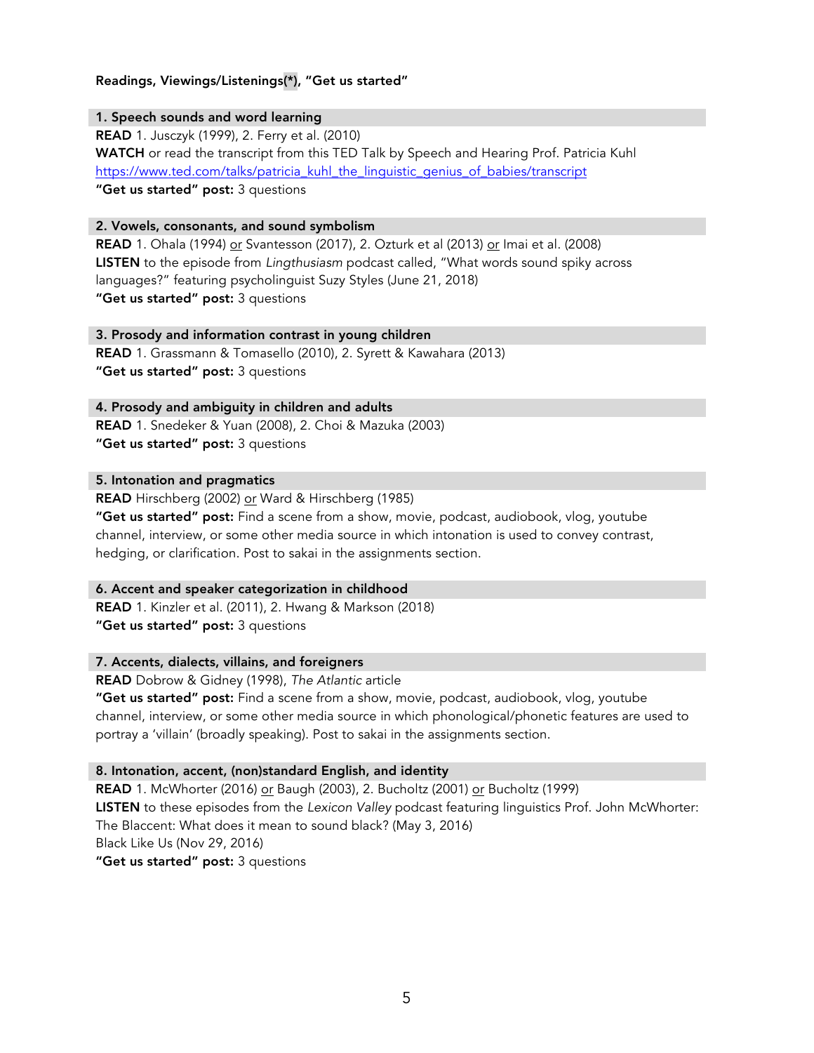**Readings, Viewings/Listenings(*), "Get us started"**

### 1. Speech sounds and word learning

**READ** 1. Jusczyk (1999), 2. Ferry et al. (2010)
**WATCH** or read the transcript from this TED Talk by Speech and Hearing Prof. Patricia Kuhl
https://www.ted.com/talks/patricia_kuhl_the_linguistic_genius_of_babies/transcript
**"Get us started" post:** 3 questions

### 2. Vowels, consonants, and sound symbolism

**READ** 1. Ohala (1994) or Svantesson (2017), 2. Ozturk et al (2013) or Imai et al. (2008)
**LISTEN** to the episode from *Lingthusiasm* podcast called, "What words sound spiky across languages?" featuring psycholinguist Suzy Styles (June 21, 2018)
**"Get us started" post:** 3 questions

### 3. Prosody and information contrast in young children

**READ** 1. Grassmann & Tomasello (2010), 2. Syrett & Kawahara (2013)
**"Get us started" post:** 3 questions

### 4. Prosody and ambiguity in children and adults

**READ** 1. Snedeker & Yuan (2008), 2. Choi & Mazuka (2003)
**"Get us started" post:** 3 questions

### 5. Intonation and pragmatics

**READ** Hirschberg (2002) or Ward & Hirschberg (1985)
**"Get us started" post:** Find a scene from a show, movie, podcast, audiobook, vlog, youtube channel, interview, or some other media source in which intonation is used to convey contrast, hedging, or clarification. Post to sakai in the assignments section.

### 6. Accent and speaker categorization in childhood

**READ** 1. Kinzler et al. (2011), 2. Hwang & Markson (2018)
**"Get us started" post:** 3 questions

### 7. Accents, dialects, villains, and foreigners

**READ** Dobrow & Gidney (1998), *The Atlantic* article
**"Get us started" post:** Find a scene from a show, movie, podcast, audiobook, vlog, youtube channel, interview, or some other media source in which phonological/phonetic features are used to portray a 'villain' (broadly speaking). Post to sakai in the assignments section.

### 8. Intonation, accent, (non)standard English, and identity

**READ** 1. McWhorter (2016) or Baugh (2003), 2. Bucholtz (2001) or Bucholtz (1999)
**LISTEN** to these episodes from the *Lexicon Valley* podcast featuring linguistics Prof. John McWhorter:
The Blaccent: What does it mean to sound black? (May 3, 2016)
Black Like Us (Nov 29, 2016)
**"Get us started" post:** 3 questions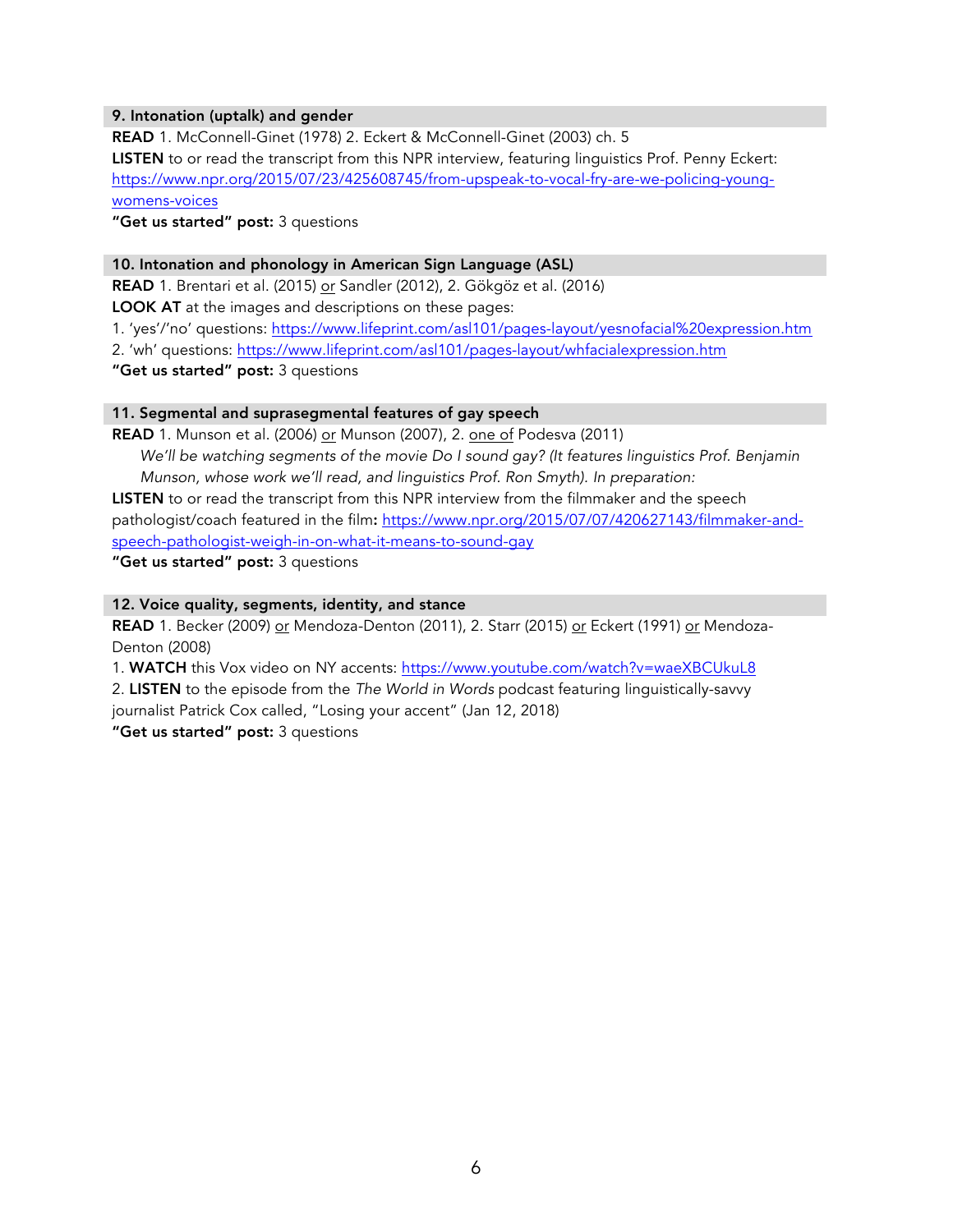### 9. Intonation (uptalk) and gender

**READ** 1. McConnell-Ginet (1978) 2. Eckert & McConnell-Ginet (2003) ch. 5

**LISTEN** to or read the transcript from this NPR interview, featuring linguistics Prof. Penny Eckert: https://www.npr.org/2015/07/23/425608745/from-upspeak-to-vocal-fry-are-we-policing-young-womens-voices

**"Get us started" post:** 3 questions

### 10. Intonation and phonology in American Sign Language (ASL)

**READ** 1. Brentari et al. (2015) or Sandler (2012), 2. Gökgöz et al. (2016)

**LOOK AT** at the images and descriptions on these pages:

1. 'yes'/'no' questions: https://www.lifeprint.com/asl101/pages-layout/yesnofacial%20expression.htm
2. 'wh' questions: https://www.lifeprint.com/asl101/pages-layout/whfacialexpression.htm

**"Get us started" post:** 3 questions

### 11. Segmental and suprasegmental features of gay speech

**READ** 1. Munson et al. (2006) or Munson (2007), 2. one of Podesva (2011)

*We'll be watching segments of the movie Do I sound gay? (It features linguistics Prof. Benjamin Munson, whose work we'll read, and linguistics Prof. Ron Smyth). In preparation:*

**LISTEN** to or read the transcript from this NPR interview from the filmmaker and the speech pathologist/coach featured in the film**:** https://www.npr.org/2015/07/07/420627143/filmmaker-and-speech-pathologist-weigh-in-on-what-it-means-to-sound-gay

**"Get us started" post:** 3 questions

### 12. Voice quality, segments, identity, and stance

**READ** 1. Becker (2009) or Mendoza-Denton (2011), 2. Starr (2015) or Eckert (1991) or Mendoza-Denton (2008)

1. **WATCH** this Vox video on NY accents: https://www.youtube.com/watch?v=waeXBCUkuL8
2. **LISTEN** to the episode from the *The World in Words* podcast featuring linguistically-savvy journalist Patrick Cox called, "Losing your accent" (Jan 12, 2018)

**"Get us started" post:** 3 questions